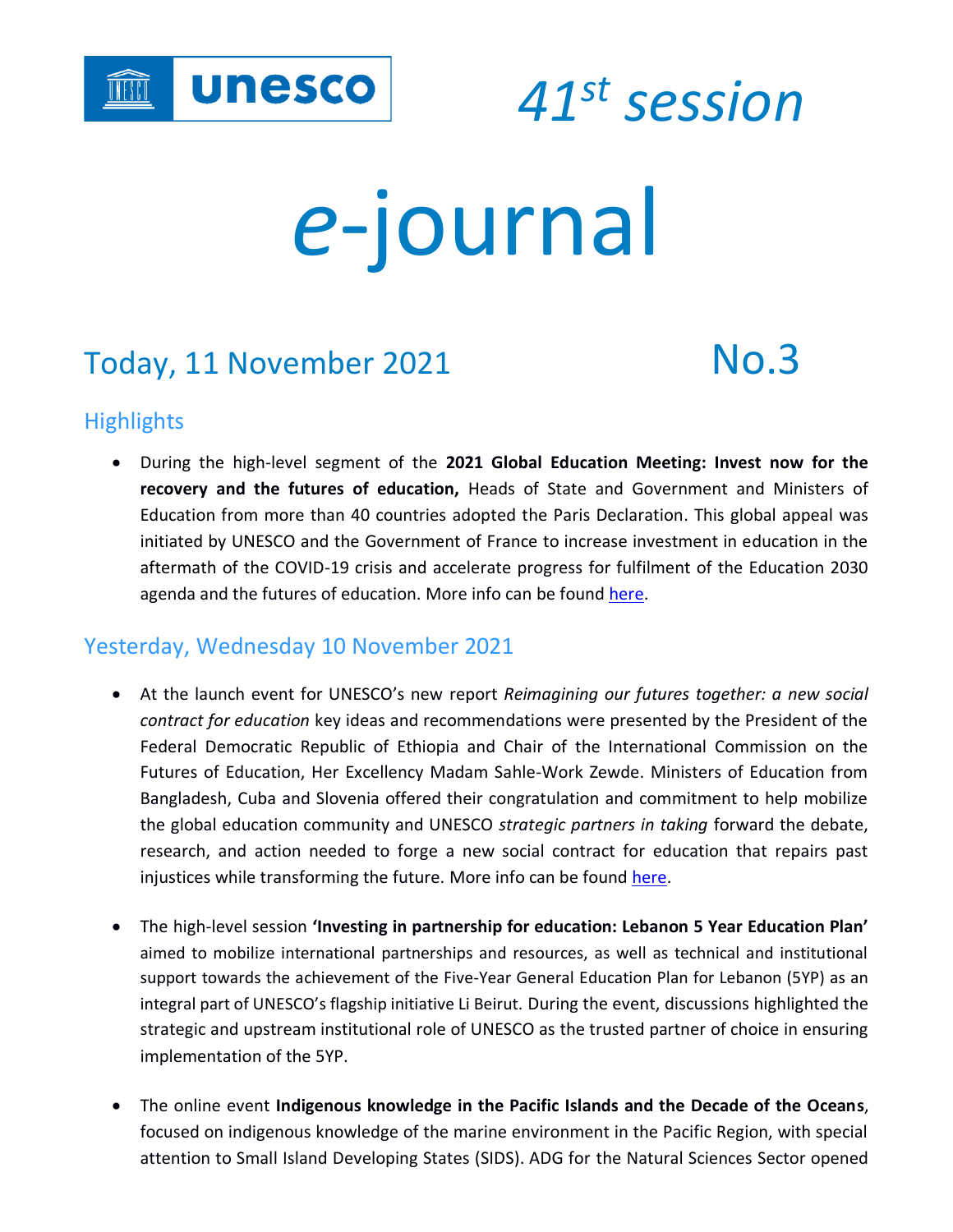# 41st session

# *e*-journal

## Today, 11 November 2021 No.3

### Highlights

- During the high-level segment of the **2021 Global Education Meeting: Invest now for the recovery and the futures of education,** Heads of State and Government and Ministers of Education from more than 40 countries adopted the Paris Declaration. This global appeal was initiated by UNESCO and the Government of France to increase investment in education in the aftermath of the COVID-19 crisis and accelerate progress for fulfilment of the Education 2030 agenda and the futures of education. More info can be found here.

### Yesterday, Wednesday 10 November 2021

- At the launch event for UNESCO's new report *Reimagining our futures together: a new social contract for education* key ideas and recommendations were presented by the President of the Federal Democratic Republic of Ethiopia and Chair of the International Commission on the Futures of Education, Her Excellency Madam Sahle-Work Zewde. Ministers of Education from Bangladesh, Cuba and Slovenia offered their congratulation and commitment to help mobilize the global education community and UNESCO *strategic partners in taking* forward the debate, research, and action needed to forge a new social contract for education that repairs past injustices while transforming the future. More info can be found here.

- The high-level session **'Investing in partnership for education: Lebanon 5 Year Education Plan'** aimed to mobilize international partnerships and resources, as well as technical and institutional support towards the achievement of the Five-Year General Education Plan for Lebanon (5YP) as an integral part of UNESCO's flagship initiative Li Beirut. During the event, discussions highlighted the strategic and upstream institutional role of UNESCO as the trusted partner of choice in ensuring implementation of the 5YP.

- The online event **Indigenous knowledge in the Pacific Islands and the Decade of the Oceans**, focused on indigenous knowledge of the marine environment in the Pacific Region, with special attention to Small Island Developing States (SIDS). ADG for the Natural Sciences Sector opened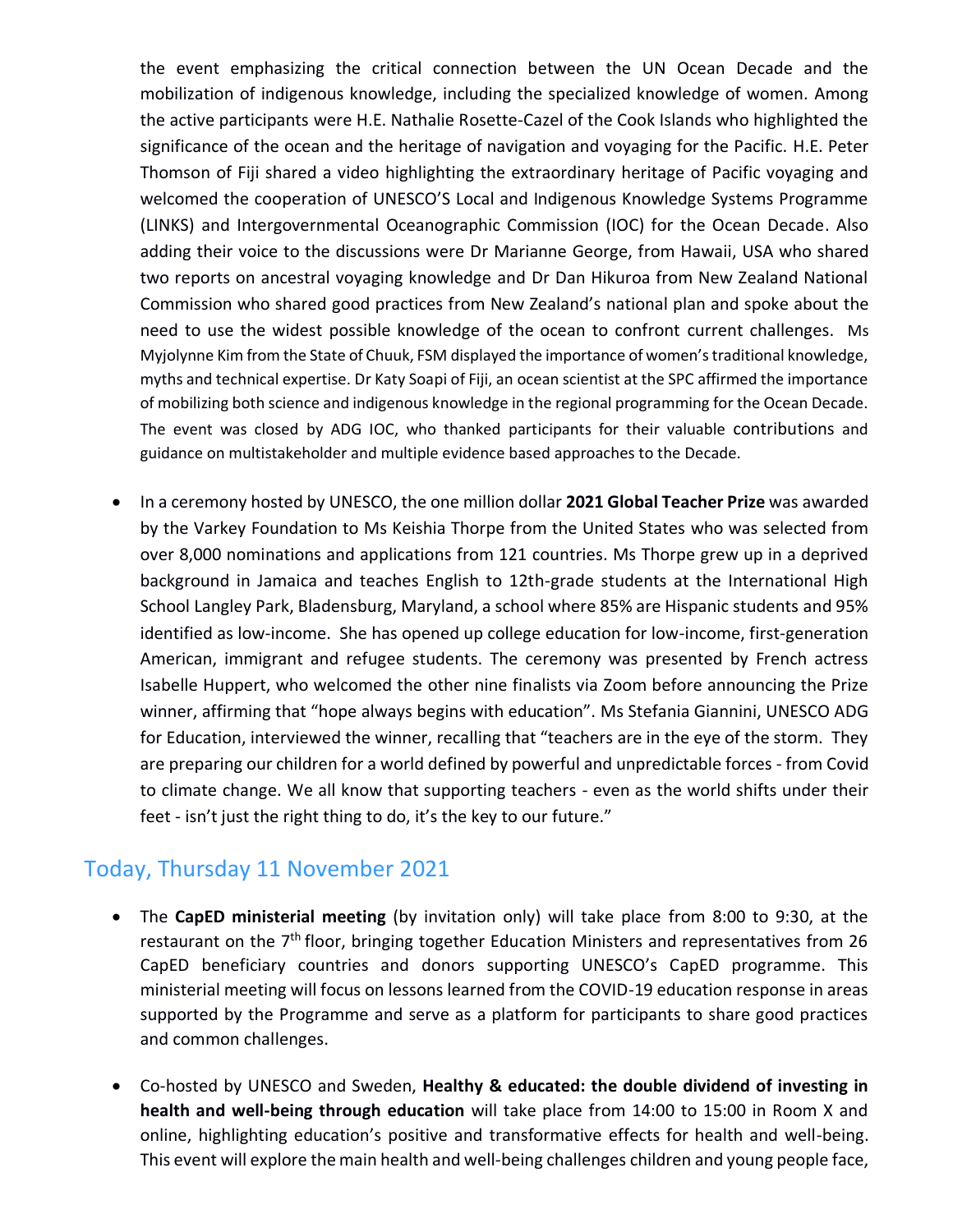the event emphasizing the critical connection between the UN Ocean Decade and the mobilization of indigenous knowledge, including the specialized knowledge of women. Among the active participants were H.E. Nathalie Rosette-Cazel of the Cook Islands who highlighted the significance of the ocean and the heritage of navigation and voyaging for the Pacific. H.E. Peter Thomson of Fiji shared a video highlighting the extraordinary heritage of Pacific voyaging and welcomed the cooperation of UNESCO'S Local and Indigenous Knowledge Systems Programme (LINKS) and Intergovernmental Oceanographic Commission (IOC) for the Ocean Decade. Also adding their voice to the discussions were Dr Marianne George, from Hawaii, USA who shared two reports on ancestral voyaging knowledge and Dr Dan Hikuroa from New Zealand National Commission who shared good practices from New Zealand's national plan and spoke about the need to use the widest possible knowledge of the ocean to confront current challenges. Ms Myjolynne Kim from the State of Chuuk, FSM displayed the importance of women's traditional knowledge, myths and technical expertise. Dr Katy Soapi of Fiji, an ocean scientist at the SPC affirmed the importance of mobilizing both science and indigenous knowledge in the regional programming for the Ocean Decade. The event was closed by ADG IOC, who thanked participants for their valuable contributions and guidance on multistakeholder and multiple evidence based approaches to the Decade.

- In a ceremony hosted by UNESCO, the one million dollar **2021 Global Teacher Prize** was awarded by the Varkey Foundation to Ms Keishia Thorpe from the United States who was selected from over 8,000 nominations and applications from 121 countries. Ms Thorpe grew up in a deprived background in Jamaica and teaches English to 12th-grade students at the International High School Langley Park, Bladensburg, Maryland, a school where 85% are Hispanic students and 95% identified as low-income. She has opened up college education for low-income, first-generation American, immigrant and refugee students. The ceremony was presented by French actress Isabelle Huppert, who welcomed the other nine finalists via Zoom before announcing the Prize winner, affirming that "hope always begins with education". Ms Stefania Giannini, UNESCO ADG for Education, interviewed the winner, recalling that "teachers are in the eye of the storm. They are preparing our children for a world defined by powerful and unpredictable forces - from Covid to climate change. We all know that supporting teachers - even as the world shifts under their feet - isn't just the right thing to do, it's the key to our future."

## Today, Thursday 11 November 2021

- The **CapED ministerial meeting** (by invitation only) will take place from 8:00 to 9:30, at the restaurant on the 7th floor, bringing together Education Ministers and representatives from 26 CapED beneficiary countries and donors supporting UNESCO's CapED programme. This ministerial meeting will focus on lessons learned from the COVID-19 education response in areas supported by the Programme and serve as a platform for participants to share good practices and common challenges.

- Co-hosted by UNESCO and Sweden, **Healthy & educated: the double dividend of investing in health and well-being through education** will take place from 14:00 to 15:00 in Room X and online, highlighting education's positive and transformative effects for health and well-being. This event will explore the main health and well-being challenges children and young people face,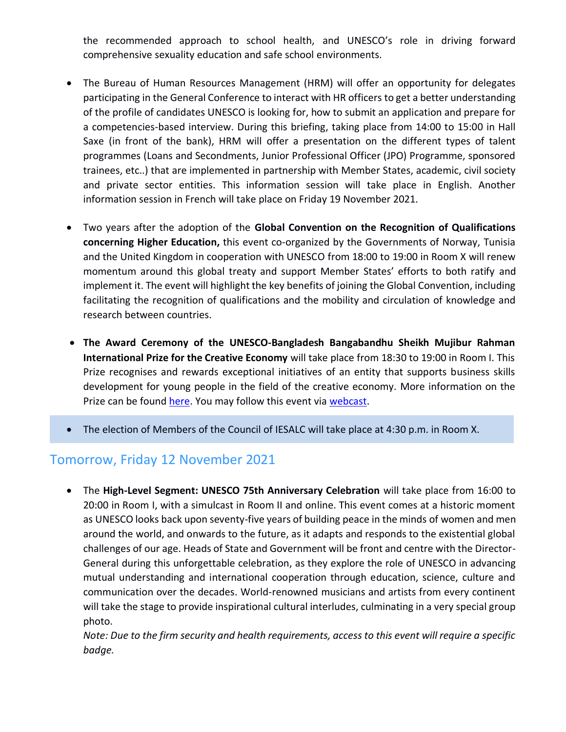the recommended approach to school health, and UNESCO's role in driving forward comprehensive sexuality education and safe school environments.

- The Bureau of Human Resources Management (HRM) will offer an opportunity for delegates participating in the General Conference to interact with HR officers to get a better understanding of the profile of candidates UNESCO is looking for, how to submit an application and prepare for a competencies-based interview. During this briefing, taking place from 14:00 to 15:00 in Hall Saxe (in front of the bank), HRM will offer a presentation on the different types of talent programmes (Loans and Secondments, Junior Professional Officer (JPO) Programme, sponsored trainees, etc..) that are implemented in partnership with Member States, academic, civil society and private sector entities. This information session will take place in English. Another information session in French will take place on Friday 19 November 2021.

- Two years after the adoption of the **Global Convention on the Recognition of Qualifications concerning Higher Education,** this event co-organized by the Governments of Norway, Tunisia and the United Kingdom in cooperation with UNESCO from 18:00 to 19:00 in Room X will renew momentum around this global treaty and support Member States' efforts to both ratify and implement it. The event will highlight the key benefits of joining the Global Convention, including facilitating the recognition of qualifications and the mobility and circulation of knowledge and research between countries.

- **The Award Ceremony of the UNESCO-Bangladesh Bangabandhu Sheikh Mujibur Rahman International Prize for the Creative Economy** will take place from 18:30 to 19:00 in Room I. This Prize recognises and rewards exceptional initiatives of an entity that supports business skills development for young people in the field of the creative economy. More information on the Prize can be found here. You may follow this event via webcast.

- The election of Members of the Council of IESALC will take place at 4:30 p.m. in Room X.

## Tomorrow, Friday 12 November 2021

- The **High-Level Segment: UNESCO 75th Anniversary Celebration** will take place from 16:00 to 20:00 in Room I, with a simulcast in Room II and online. This event comes at a historic moment as UNESCO looks back upon seventy-five years of building peace in the minds of women and men around the world, and onwards to the future, as it adapts and responds to the existential global challenges of our age. Heads of State and Government will be front and centre with the Director-General during this unforgettable celebration, as they explore the role of UNESCO in advancing mutual understanding and international cooperation through education, science, culture and communication over the decades. World-renowned musicians and artists from every continent will take the stage to provide inspirational cultural interludes, culminating in a very special group photo.
  *Note: Due to the firm security and health requirements, access to this event will require a specific badge.*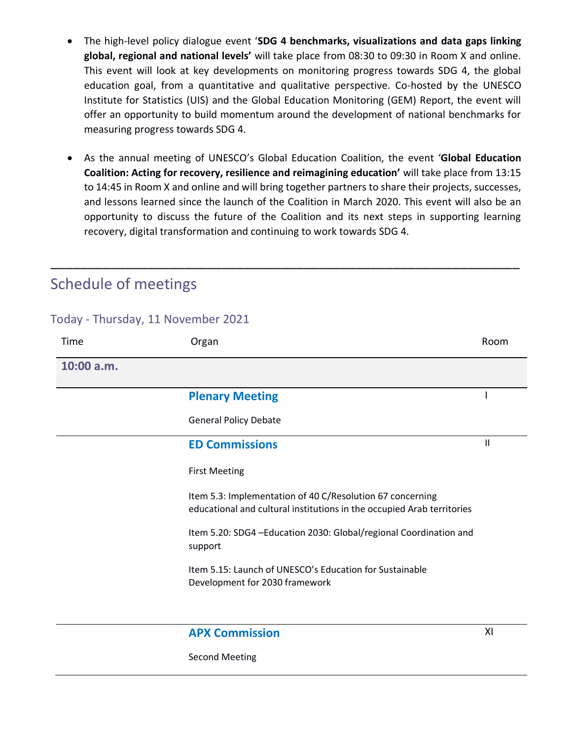- The high-level policy dialogue event '**SDG 4 benchmarks, visualizations and data gaps linking global, regional and national levels'** will take place from 08:30 to 09:30 in Room X and online. This event will look at key developments on monitoring progress towards SDG 4, the global education goal, from a quantitative and qualitative perspective. Co-hosted by the UNESCO Institute for Statistics (UIS) and the Global Education Monitoring (GEM) Report, the event will offer an opportunity to build momentum around the development of national benchmarks for measuring progress towards SDG 4.

- As the annual meeting of UNESCO's Global Education Coalition, the event '**Global Education Coalition: Acting for recovery, resilience and reimagining education'** will take place from 13:15 to 14:45 in Room X and online and will bring together partners to share their projects, successes, and lessons learned since the launch of the Coalition in March 2020. This event will also be an opportunity to discuss the future of the Coalition and its next steps in supporting learning recovery, digital transformation and continuing to work towards SDG 4.

---

## Schedule of meetings

### Today - Thursday, 11 November 2021

| Time | Organ | Room |
|---|---|---|
| **10:00 a.m.** | | |
| | **Plenary Meeting**<br><br>General Policy Debate | I |
| | **ED Commissions**<br><br>First Meeting<br><br>Item 5.3: Implementation of 40 C/Resolution 67 concerning educational and cultural institutions in the occupied Arab territories<br><br>Item 5.20: SDG4 –Education 2030: Global/regional Coordination and support<br><br>Item 5.15: Launch of UNESCO's Education for Sustainable Development for 2030 framework | II |
| | **APX Commission**<br><br>Second Meeting | XI |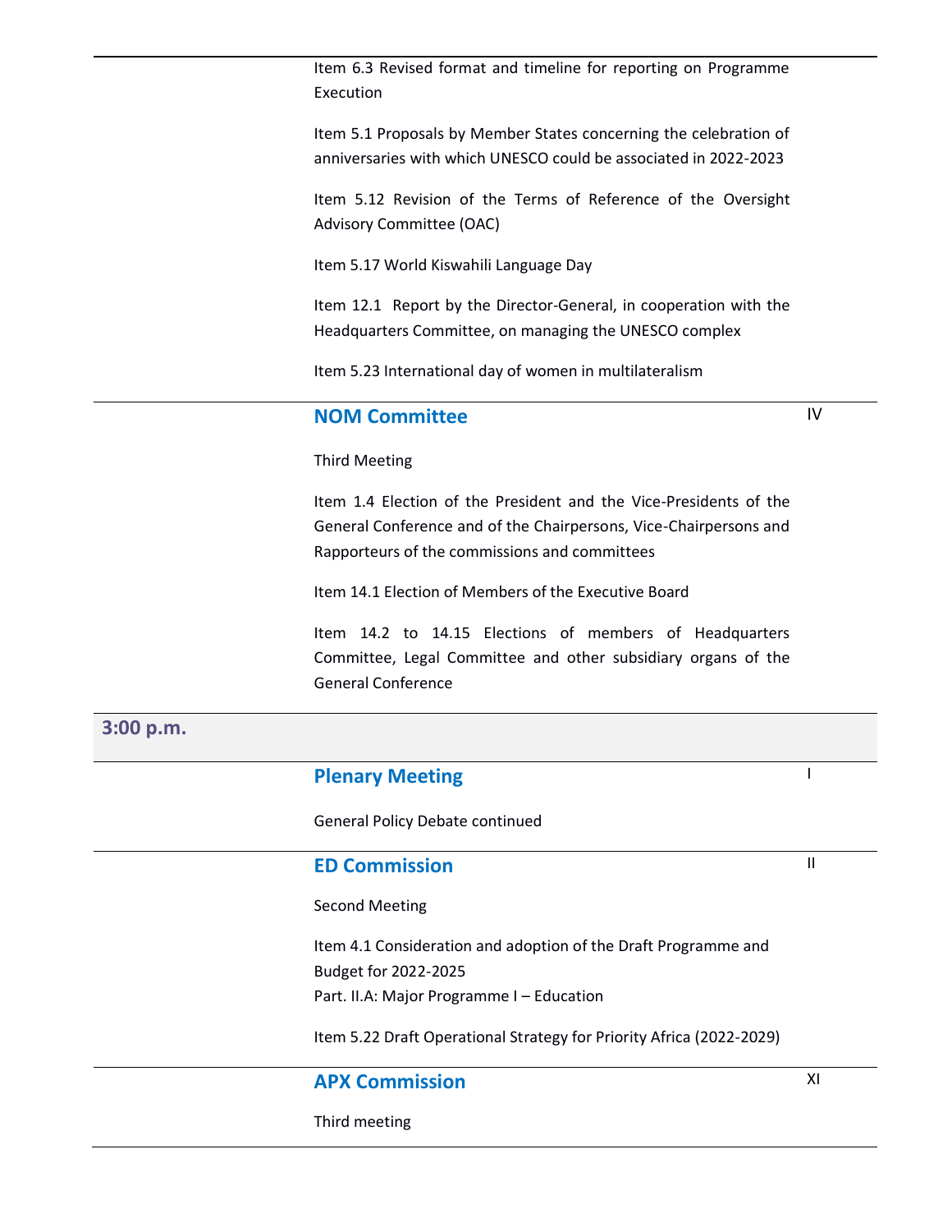Item 6.3 Revised format and timeline for reporting on Programme Execution

Item 5.1 Proposals by Member States concerning the celebration of anniversaries with which UNESCO could be associated in 2022-2023

Item 5.12 Revision of the Terms of Reference of the Oversight Advisory Committee (OAC)

Item 5.17 World Kiswahili Language Day

Item 12.1 Report by the Director-General, in cooperation with the Headquarters Committee, on managing the UNESCO complex

Item 5.23 International day of women in multilateralism

### NOM Committee — IV

Third Meeting

Item 1.4 Election of the President and the Vice-Presidents of the General Conference and of the Chairpersons, Vice-Chairpersons and Rapporteurs of the commissions and committees

Item 14.1 Election of Members of the Executive Board

Item 14.2 to 14.15 Elections of members of Headquarters Committee, Legal Committee and other subsidiary organs of the General Conference

## 3:00 p.m.

### Plenary Meeting — I

General Policy Debate continued

### ED Commission — II

Second Meeting

Item 4.1 Consideration and adoption of the Draft Programme and Budget for 2022-2025
Part. II.A: Major Programme I – Education

Item 5.22 Draft Operational Strategy for Priority Africa (2022-2029)

### APX Commission — XI

Third meeting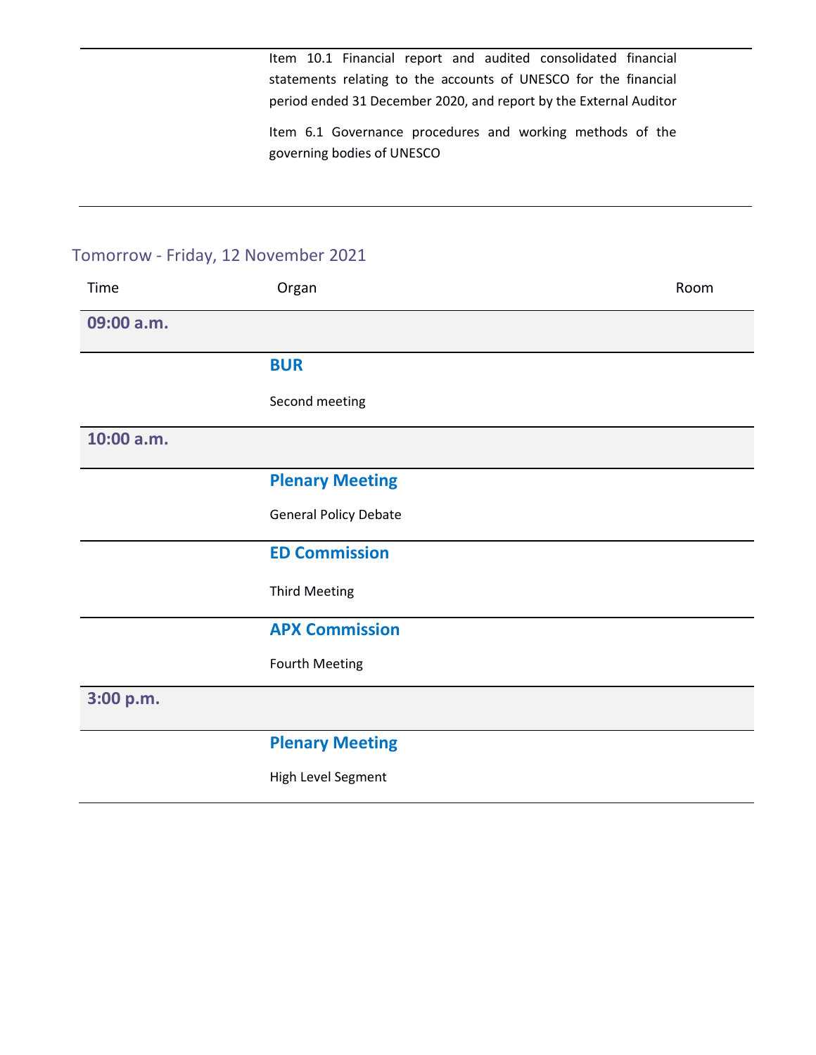| | | |
|---|---|---|
| | Item 10.1 Financial report and audited consolidated financial statements relating to the accounts of UNESCO for the financial period ended 31 December 2020, and report by the External Auditor<br><br>Item 6.1 Governance procedures and working methods of the governing bodies of UNESCO | |

## Tomorrow - Friday, 12 November 2021

| Time | Organ | Room |
|---|---|---|
| **09:00 a.m.** | | |
| | **BUR**<br><br>Second meeting | |
| **10:00 a.m.** | | |
| | **Plenary Meeting**<br><br>General Policy Debate | |
| | **ED Commission**<br><br>Third Meeting | |
| | **APX Commission**<br><br>Fourth Meeting | |
| **3:00 p.m.** | | |
| | **Plenary Meeting**<br><br>High Level Segment | |